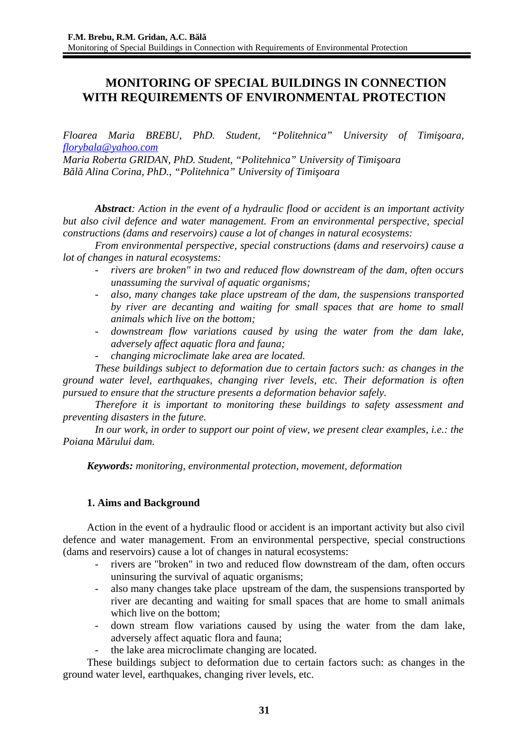# MONITORING OF SPECIAL BUILDINGS IN CONNECTION WITH REQUIREMENTS OF ENVIRONMENTAL PROTECTION

*Floarea Maria BREBU, PhD. Student, "Politehnica" University of Timişoara, florybala@yahoo.com*
*Maria Roberta GRIDAN, PhD. Student, "Politehnica" University of Timişoara*
*Bălă Alina Corina, PhD., "Politehnica" University of Timişoara*

***Abstract**: Action in the event of a hydraulic flood or accident is an important activity but also civil defence and water management. From an environmental perspective, special constructions (dams and reservoirs) cause a lot of changes in natural ecosystems:*

*From environmental perspective, special constructions (dams and reservoirs) cause a lot of changes in natural ecosystems:*

- *rivers are broken" in two and reduced flow downstream of the dam, often occurs unassuming the survival of aquatic organisms;*
- *also, many changes take place upstream of the dam, the suspensions transported by river are decanting and waiting for small spaces that are home to small animals which live on the bottom;*
- *downstream flow variations caused by using the water from the dam lake, adversely affect aquatic flora and fauna;*
- *changing microclimate lake area are located.*

*These buildings subject to deformation due to certain factors such: as changes in the ground water level, earthquakes, changing river levels, etc. Their deformation is often pursued to ensure that the structure presents a deformation behavior safely.*

*Therefore it is important to monitoring these buildings to safety assessment and preventing disasters in the future.*

*In our work, in order to support our point of view, we present clear examples, i.e.: the Poiana Mărului dam.*

***Keywords:** monitoring, environmental protection, movement, deformation*

## 1. Aims and Background

Action in the event of a hydraulic flood or accident is an important activity but also civil defence and water management. From an environmental perspective, special constructions (dams and reservoirs) cause a lot of changes in natural ecosystems:

- rivers are "broken" in two and reduced flow downstream of the dam, often occurs uninsuring the survival of aquatic organisms;
- also many changes take place upstream of the dam, the suspensions transported by river are decanting and waiting for small spaces that are home to small animals which live on the bottom;
- down stream flow variations caused by using the water from the dam lake, adversely affect aquatic flora and fauna;
- the lake area microclimate changing are located.

These buildings subject to deformation due to certain factors such: as changes in the ground water level, earthquakes, changing river levels, etc.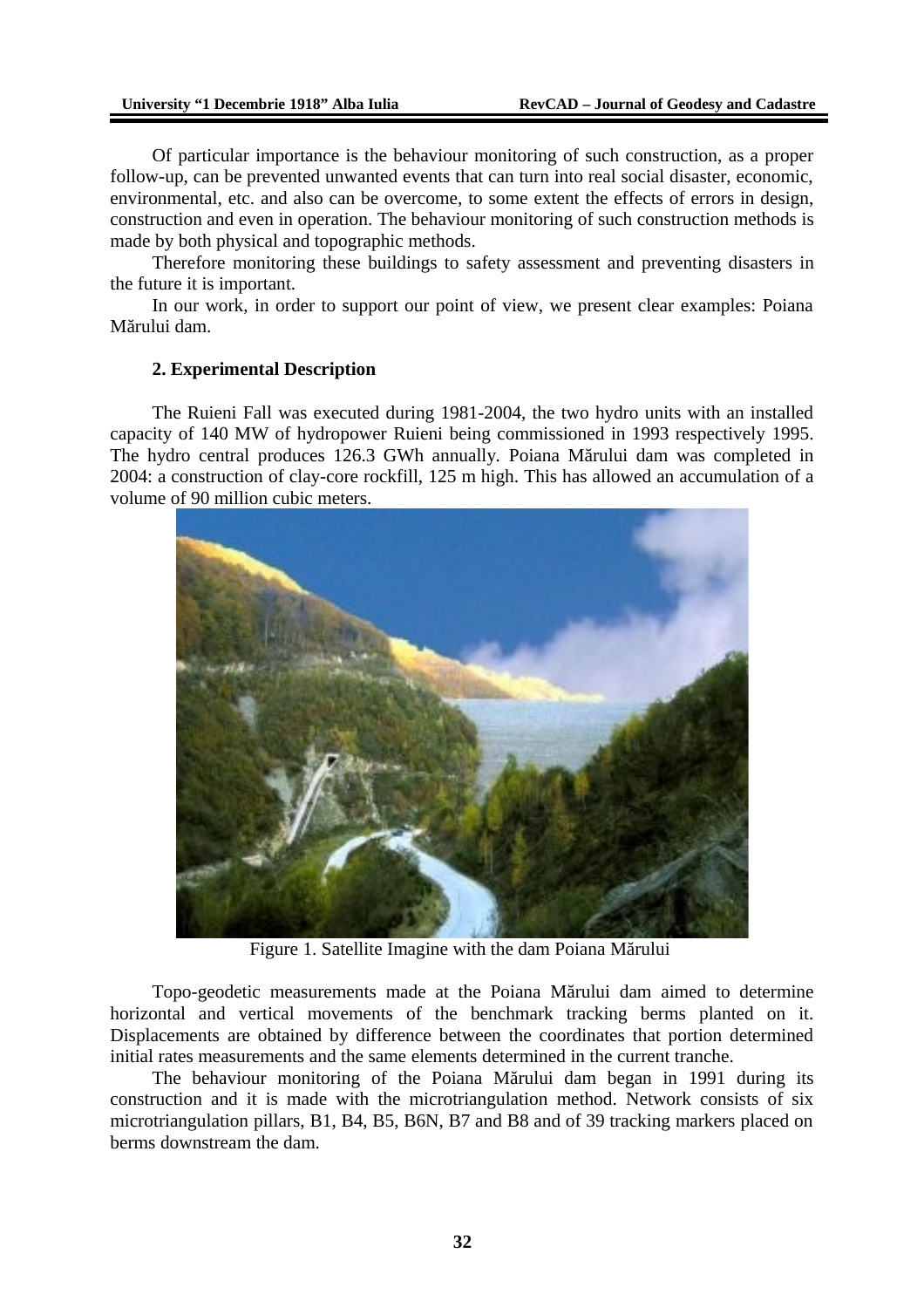Of particular importance is the behaviour monitoring of such construction, as a proper follow-up, can be prevented unwanted events that can turn into real social disaster, economic, environmental, etc. and also can be overcome, to some extent the effects of errors in design, construction and even in operation. The behaviour monitoring of such construction methods is made by both physical and topographic methods.

Therefore monitoring these buildings to safety assessment and preventing disasters in the future it is important.

In our work, in order to support our point of view, we present clear examples: Poiana Mărului dam.

### 2. Experimental Description

The Ruieni Fall was executed during 1981-2004, the two hydro units with an installed capacity of 140 MW of hydropower Ruieni being commissioned in 1993 respectively 1995. The hydro central produces 126.3 GWh annually. Poiana Mărului dam was completed in 2004: a construction of clay-core rockfill, 125 m high. This has allowed an accumulation of a volume of 90 million cubic meters.

Figure 1. Satellite Imagine with the dam Poiana Mărului

Topo-geodetic measurements made at the Poiana Mărului dam aimed to determine horizontal and vertical movements of the benchmark tracking berms planted on it. Displacements are obtained by difference between the coordinates that portion determined initial rates measurements and the same elements determined in the current tranche.

The behaviour monitoring of the Poiana Mărului dam began in 1991 during its construction and it is made with the microtriangulation method. Network consists of six microtriangulation pillars, B1, B4, B5, B6N, B7 and B8 and of 39 tracking markers placed on berms downstream the dam.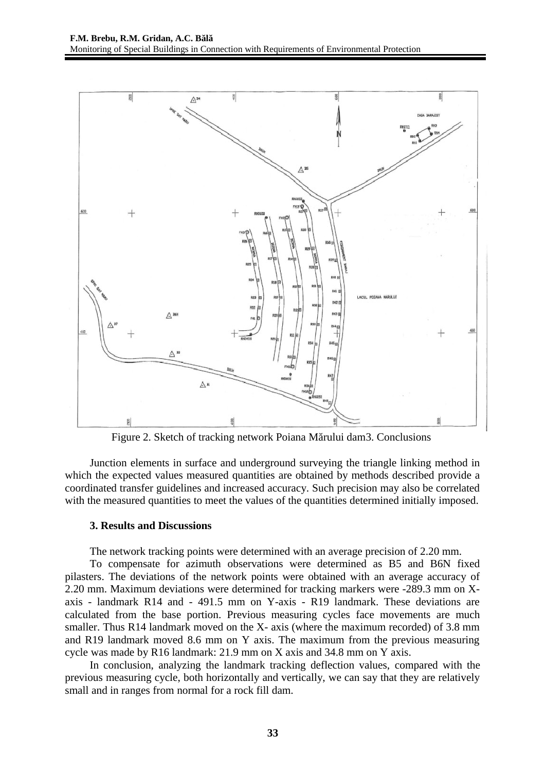Figure 2. Sketch of tracking network Poiana Mărului dam3. Conclusions

Junction elements in surface and underground surveying the triangle linking method in which the expected values measured quantities are obtained by methods described provide a coordinated transfer guidelines and increased accuracy. Such precision may also be correlated with the measured quantities to meet the values of the quantities determined initially imposed.

### 3. Results and Discussions

The network tracking points were determined with an average precision of 2.20 mm.

To compensate for azimuth observations were determined as B5 and B6N fixed pilasters. The deviations of the network points were obtained with an average accuracy of 2.20 mm. Maximum deviations were determined for tracking markers were -289.3 mm on X-axis - landmark R14 and - 491.5 mm on Y-axis - R19 landmark. These deviations are calculated from the base portion. Previous measuring cycles face movements are much smaller. Thus R14 landmark moved on the X- axis (where the maximum recorded) of 3.8 mm and R19 landmark moved 8.6 mm on Y axis. The maximum from the previous measuring cycle was made by R16 landmark: 21.9 mm on X axis and 34.8 mm on Y axis.

In conclusion, analyzing the landmark tracking deflection values, compared with the previous measuring cycle, both horizontally and vertically, we can say that they are relatively small and in ranges from normal for a rock fill dam.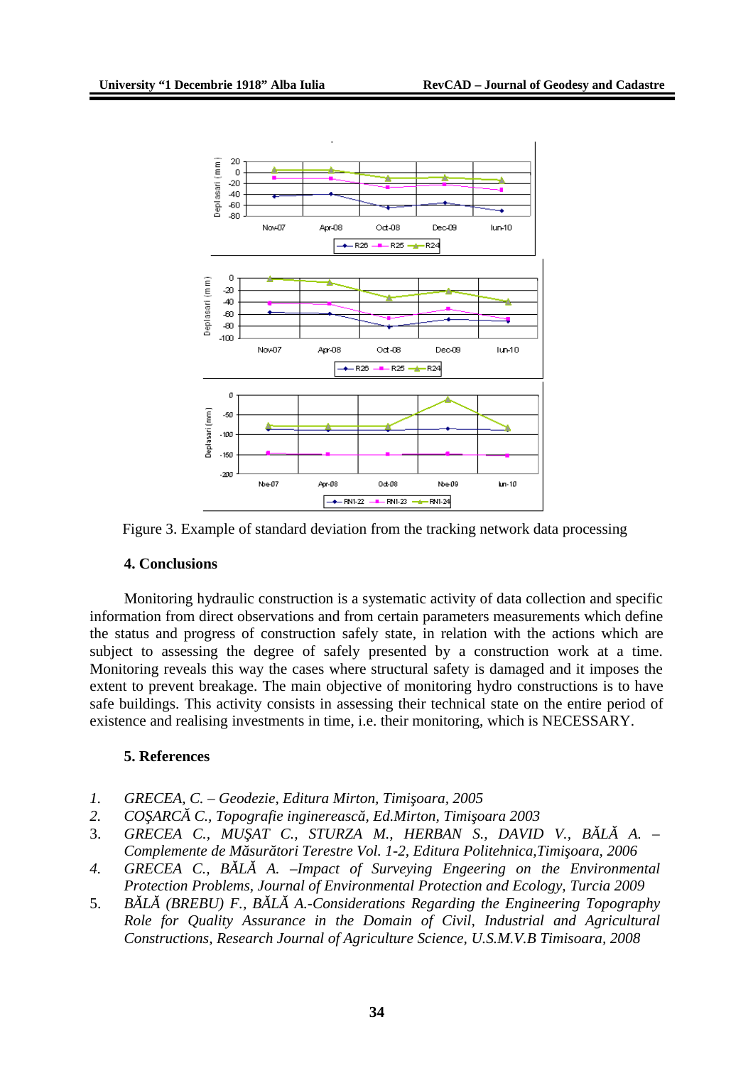Deplasari (mm)

20
0
-20
-40
-60
-80

Nov-07 Apr-08 Oct-08 Dec-09 Iun-10

R26 R25 R24

Deplasari (mm)

0
-20
-40
-60
-80
-100

Nov-07 Apr-08 Oct-08 Dec-09 Iun-10

R26 R25 R24

Deplasari (mm)

0
-50
-100
-150
-200

Noe-07 Apr-08 Oct-08 Noe-09 Iun-10

RN1-22 RN1-23 RN1-24

Figure 3. Example of standard deviation from the tracking network data processing

## 4. Conclusions

Monitoring hydraulic construction is a systematic activity of data collection and specific information from direct observations and from certain parameters measurements which define the status and progress of construction safely state, in relation with the actions which are subject to assessing the degree of safely presented by a construction work at a time. Monitoring reveals this way the cases where structural safety is damaged and it imposes the extent to prevent breakage. The main objective of monitoring hydro constructions is to have safe buildings. This activity consists in assessing their technical state on the entire period of existence and realising investments in time, i.e. their monitoring, which is NECESSARY.

## 5. References

1. *GRECEA, C. – Geodezie, Editura Mirton, Timişoara, 2005*
2. *COŞARCĂ C., Topografie inginerească, Ed.Mirton, Timişoara 2003*
3. *GRECEA C., MUŞAT C., STURZA M., HERBAN S., DAVID V., BĂLĂ A. – Complemente de Măsurători Terestre Vol. 1-2, Editura Politehnica,Timişoara, 2006*
4. *GRECEA C., BĂLĂ A. –Impact of Surveying Engeering on the Environmental Protection Problems, Journal of Environmental Protection and Ecology, Turcia 2009*
5. *BĂLĂ (BREBU) F., BĂLĂ A.-Considerations Regarding the Engineering Topography Role for Quality Assurance in the Domain of Civil, Industrial and Agricultural Constructions, Research Journal of Agriculture Science, U.S.M.V.B Timisoara, 2008*